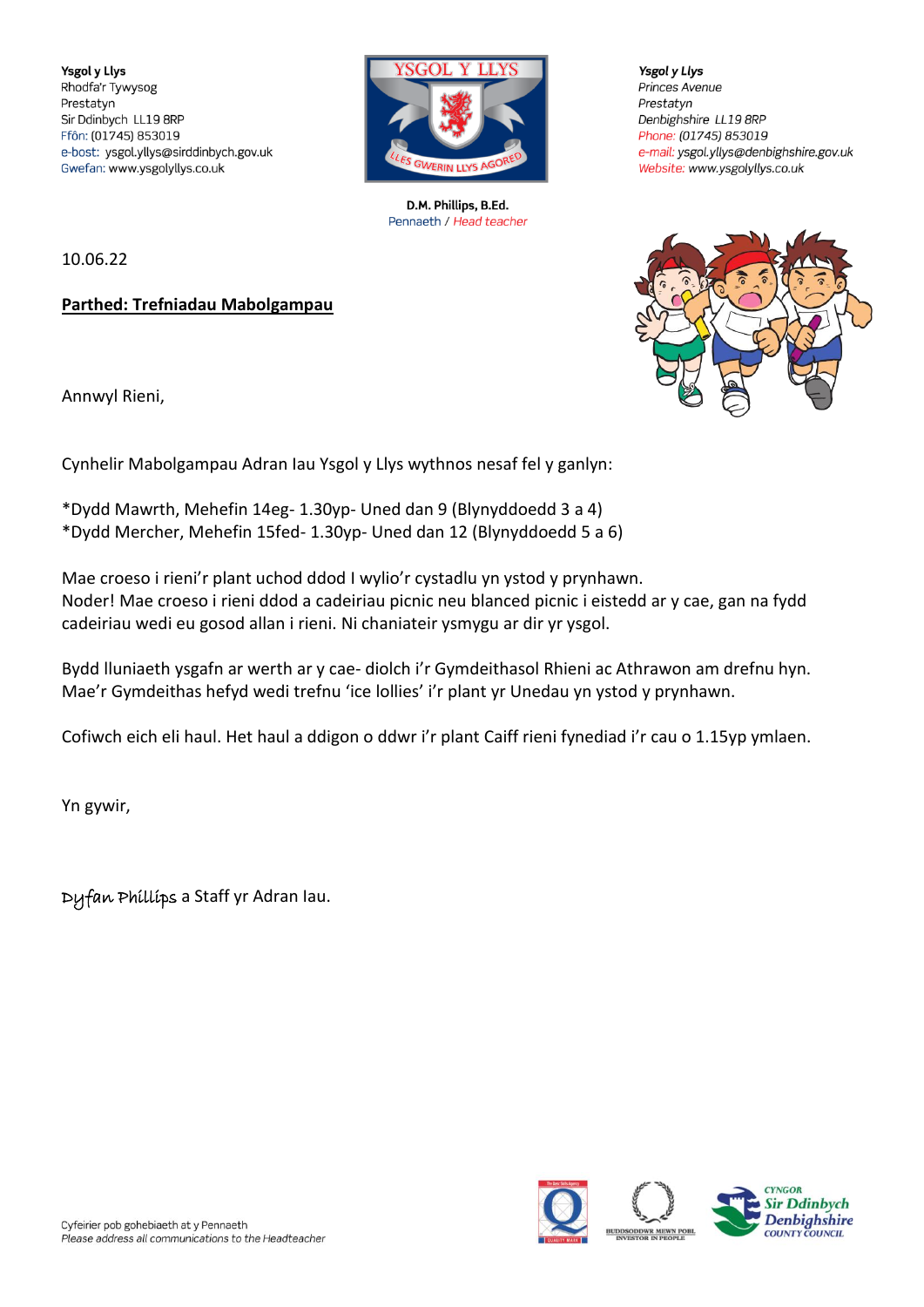**Ysgol y Llys**
Rhodfa'r Tywysog
Prestatyn
Sir Ddinbych LL19 8RP
Ffôn: (01745) 853019
e-bost: ysgol.yllys@sirddinbych.gov.uk
Gwefan: www.ysgolyllys.co.uk

YSGOL Y LLYS
LLES GWERIN LLYS AGORED

D.M. Phillips, B.Ed.
Pennaeth / *Head teacher*

***Ysgol y Llys***
*Princes Avenue*
*Prestatyn*
*Denbighshire LL19 8RP*
*Phone: (01745) 853019*
*e-mail: ysgol.yllys@denbighshire.gov.uk*
*Website: www.ysgolyllys.co.uk*

10.06.22

**<u>Parthed: Trefniadau Mabolgampau</u>**

Annwyl Rieni,

Cynhelir Mabolgampau Adran Iau Ysgol y Llys wythnos nesaf fel y ganlyn:

*Dydd Mawrth, Mehefin 14eg- 1.30yp- Uned dan 9 (Blynyddoedd 3 a 4)
*Dydd Mercher, Mehefin 15fed- 1.30yp- Uned dan 12 (Blynyddoedd 5 a 6)

Mae croeso i rieni'r plant uchod ddod I wylio'r cystadlu yn ystod y prynhawn.
Noder! Mae croeso i rieni ddod a cadeiriau picnic neu blanced picnic i eistedd ar y cae, gan na fydd cadeiriau wedi eu gosod allan i rieni. Ni chaniateir ysmygu ar dir yr ysgol.

Bydd lluniaeth ysgafn ar werth ar y cae- diolch i'r Gymdeithasol Rhieni ac Athrawon am drefnu hyn. Mae'r Gymdeithas hefyd wedi trefnu 'ice lollies' i'r plant yr Unedau yn ystod y prynhawn.

Cofiwch eich eli haul. Het haul a ddigon o ddwr i'r plant Caiff rieni fynediad i'r cau o 1.15yp ymlaen.

Yn gywir,

Dyfan Phillips a Staff yr Adran Iau.

Cyfeirier pob gohebiaeth at y Pennaeth
*Please address all communications to the Headteacher*

BUDDSODDWR MEWN POBL INVESTOR IN PEOPLE

CYNGOR Sir Ddinbych Denbighshire COUNTY COUNCIL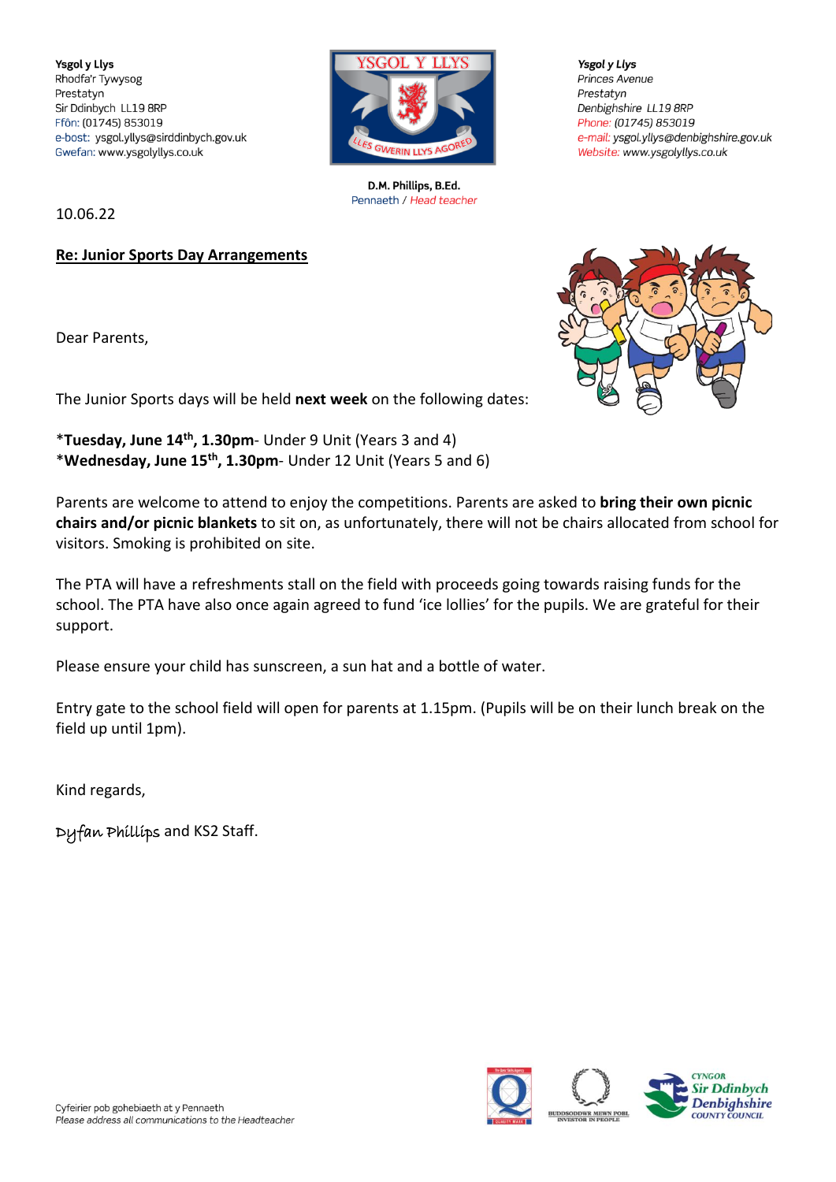**Ysgol y Llys**
Rhodfa'r Tywysog
Prestatyn
Sir Ddinbych LL19 8RP
Ffôn: (01745) 853019
e-bost: ysgol.yllys@sirddinbych.gov.uk
Gwefan: www.ysgolyllys.co.uk

D.M. Phillips, B.Ed.
Pennaeth / Head teacher

***Ysgol y Llys***
*Princes Avenue*
*Prestatyn*
*Denbighshire LL19 8RP*
*Phone: (01745) 853019*
*e-mail: ysgol.yllys@denbighshire.gov.uk*
*Website: www.ysgolyllys.co.uk*

10.06.22

**Re: Junior Sports Day Arrangements**

Dear Parents,

The Junior Sports days will be held **next week** on the following dates:

*__Tuesday, June 14th, 1.30pm__- Under 9 Unit (Years 3 and 4)
*__Wednesday, June 15th, 1.30pm__- Under 12 Unit (Years 5 and 6)

Parents are welcome to attend to enjoy the competitions. Parents are asked to **bring their own picnic chairs and/or picnic blankets** to sit on, as unfortunately, there will not be chairs allocated from school for visitors. Smoking is prohibited on site.

The PTA will have a refreshments stall on the field with proceeds going towards raising funds for the school. The PTA have also once again agreed to fund 'ice lollies' for the pupils. We are grateful for their support.

Please ensure your child has sunscreen, a sun hat and a bottle of water.

Entry gate to the school field will open for parents at 1.15pm. (Pupils will be on their lunch break on the field up until 1pm).

Kind regards,

Dyfan Phillips and KS2 Staff.

Cyfeirier pob gohebiaeth at y Pennaeth
*Please address all communications to the Headteacher*